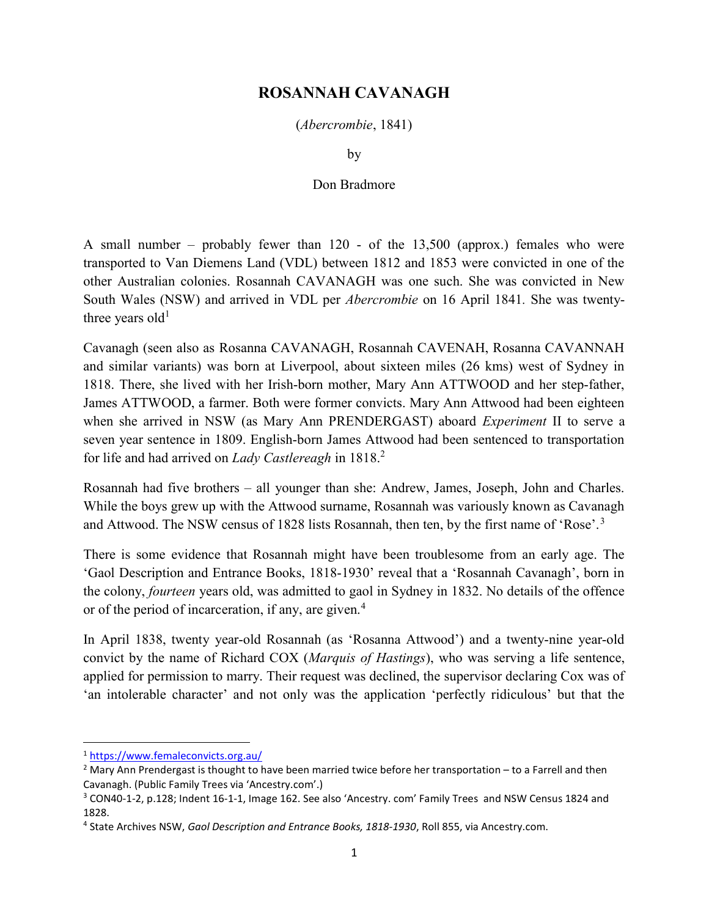# ROSANNAH CAVANAGH

(*Abercrombie*, 1841)

by

Don Bradmore

A small number – probably fewer than 120 - of the 13,500 (approx.) females who were transported to Van Diemens Land (VDL) between 1812 and 1853 were convicted in one of the other Australian colonies. Rosannah CAVANAGH was one such. She was convicted in New South Wales (NSW) and arrived in VDL per *Abercrombie* on 16 April 1841. She was twenty-three years old[1]

Cavanagh (seen also as Rosanna CAVANAGH, Rosannah CAVENAH, Rosanna CAVANNAH and similar variants) was born at Liverpool, about sixteen miles (26 kms) west of Sydney in 1818. There, she lived with her Irish-born mother, Mary Ann ATTWOOD and her step-father, James ATTWOOD, a farmer. Both were former convicts. Mary Ann Attwood had been eighteen when she arrived in NSW (as Mary Ann PRENDERGAST) aboard *Experiment* II to serve a seven year sentence in 1809. English-born James Attwood had been sentenced to transportation for life and had arrived on *Lady Castlereagh* in 1818.[2]

Rosannah had five brothers – all younger than she: Andrew, James, Joseph, John and Charles. While the boys grew up with the Attwood surname, Rosannah was variously known as Cavanagh and Attwood. The NSW census of 1828 lists Rosannah, then ten, by the first name of 'Rose'.[3]

There is some evidence that Rosannah might have been troublesome from an early age. The 'Gaol Description and Entrance Books, 1818-1930' reveal that a 'Rosannah Cavanagh', born in the colony, *fourteen* years old, was admitted to gaol in Sydney in 1832. No details of the offence or of the period of incarceration, if any, are given.[4]

In April 1838, twenty year-old Rosannah (as 'Rosanna Attwood') and a twenty-nine year-old convict by the name of Richard COX (*Marquis of Hastings*), who was serving a life sentence, applied for permission to marry. Their request was declined, the supervisor declaring Cox was of 'an intolerable character' and not only was the application 'perfectly ridiculous' but that the

---

[1] https://www.femaleconvicts.org.au/

[2] Mary Ann Prendergast is thought to have been married twice before her transportation – to a Farrell and then Cavanagh. (Public Family Trees via 'Ancestry.com'.)

[3] CON40-1-2, p.128; Indent 16-1-1, Image 162. See also 'Ancestry. com' Family Trees and NSW Census 1824 and 1828.

[4] State Archives NSW, *Gaol Description and Entrance Books, 1818-1930*, Roll 855, via Ancestry.com.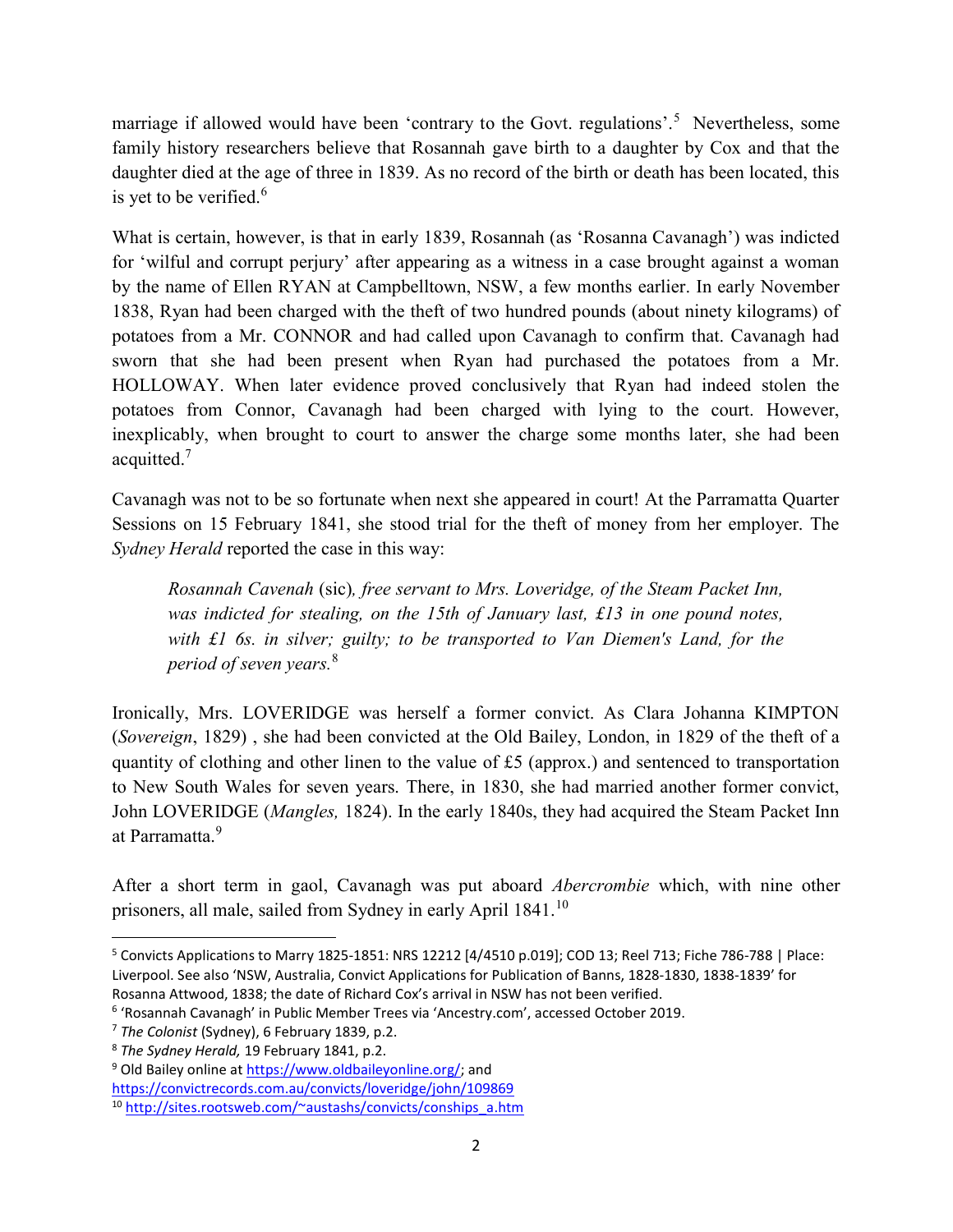marriage if allowed would have been 'contrary to the Govt. regulations'.[5] Nevertheless, some family history researchers believe that Rosannah gave birth to a daughter by Cox and that the daughter died at the age of three in 1839. As no record of the birth or death has been located, this is yet to be verified.[6]

What is certain, however, is that in early 1839, Rosannah (as 'Rosanna Cavanagh') was indicted for 'wilful and corrupt perjury' after appearing as a witness in a case brought against a woman by the name of Ellen RYAN at Campbelltown, NSW, a few months earlier. In early November 1838, Ryan had been charged with the theft of two hundred pounds (about ninety kilograms) of potatoes from a Mr. CONNOR and had called upon Cavanagh to confirm that. Cavanagh had sworn that she had been present when Ryan had purchased the potatoes from a Mr. HOLLOWAY. When later evidence proved conclusively that Ryan had indeed stolen the potatoes from Connor, Cavanagh had been charged with lying to the court. However, inexplicably, when brought to court to answer the charge some months later, she had been acquitted.[7]

Cavanagh was not to be so fortunate when next she appeared in court! At the Parramatta Quarter Sessions on 15 February 1841, she stood trial for the theft of money from her employer. The *Sydney Herald* reported the case in this way:

> *Rosannah Cavenah* (sic)*, free servant to Mrs. Loveridge, of the Steam Packet Inn, was indicted for stealing, on the 15th of January last, £13 in one pound notes, with £1 6s. in silver; guilty; to be transported to Van Diemen's Land, for the period of seven years.*[8]

Ironically, Mrs. LOVERIDGE was herself a former convict. As Clara Johanna KIMPTON (*Sovereign*, 1829) , she had been convicted at the Old Bailey, London, in 1829 of the theft of a quantity of clothing and other linen to the value of £5 (approx.) and sentenced to transportation to New South Wales for seven years. There, in 1830, she had married another former convict, John LOVERIDGE (*Mangles,* 1824). In the early 1840s, they had acquired the Steam Packet Inn at Parramatta.[9]

After a short term in gaol, Cavanagh was put aboard *Abercrombie* which, with nine other prisoners, all male, sailed from Sydney in early April 1841.[10]

---

[5] Convicts Applications to Marry 1825-1851: NRS 12212 [4/4510 p.019]; COD 13; Reel 713; Fiche 786-788 | Place: Liverpool. See also 'NSW, Australia, Convict Applications for Publication of Banns, 1828-1830, 1838-1839' for Rosanna Attwood, 1838; the date of Richard Cox's arrival in NSW has not been verified.

[6] 'Rosannah Cavanagh' in Public Member Trees via 'Ancestry.com', accessed October 2019.

[7] *The Colonist* (Sydney), 6 February 1839, p.2.

[8] *The Sydney Herald,* 19 February 1841, p.2.

[9] Old Bailey online at https://www.oldbaileyonline.org/; and https://convictrecords.com.au/convicts/loveridge/john/109869

[10] http://sites.rootsweb.com/~austashs/convicts/conships_a.htm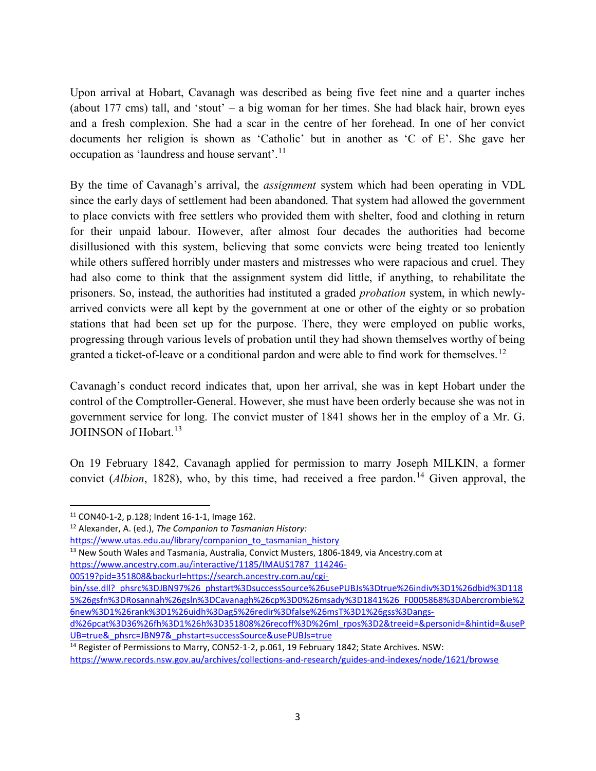Upon arrival at Hobart, Cavanagh was described as being five feet nine and a quarter inches (about 177 cms) tall, and 'stout' – a big woman for her times. She had black hair, brown eyes and a fresh complexion. She had a scar in the centre of her forehead. In one of her convict documents her religion is shown as 'Catholic' but in another as 'C of E'. She gave her occupation as 'laundress and house servant'.[11]

By the time of Cavanagh's arrival, the *assignment* system which had been operating in VDL since the early days of settlement had been abandoned. That system had allowed the government to place convicts with free settlers who provided them with shelter, food and clothing in return for their unpaid labour. However, after almost four decades the authorities had become disillusioned with this system, believing that some convicts were being treated too leniently while others suffered horribly under masters and mistresses who were rapacious and cruel. They had also come to think that the assignment system did little, if anything, to rehabilitate the prisoners. So, instead, the authorities had instituted a graded *probation* system, in which newly-arrived convicts were all kept by the government at one or other of the eighty or so probation stations that had been set up for the purpose. There, they were employed on public works, progressing through various levels of probation until they had shown themselves worthy of being granted a ticket-of-leave or a conditional pardon and were able to find work for themselves.[12]

Cavanagh's conduct record indicates that, upon her arrival, she was in kept Hobart under the control of the Comptroller-General. However, she must have been orderly because she was not in government service for long. The convict muster of 1841 shows her in the employ of a Mr. G. JOHNSON of Hobart.[13]

On 19 February 1842, Cavanagh applied for permission to marry Joseph MILKIN, a former convict (*Albion*, 1828), who, by this time, had received a free pardon.[14] Given approval, the

---

[11] CON40-1-2, p.128; Indent 16-1-1, Image 162.

[12] Alexander, A. (ed.), *The Companion to Tasmanian History:* https://www.utas.edu.au/library/companion_to_tasmanian_history

[13] New South Wales and Tasmania, Australia, Convict Musters, 1806-1849, via Ancestry.com at https://www.ancestry.com.au/interactive/1185/IMAUS1787_114246-00519?pid=351808&backurl=https://search.ancestry.com.au/cgi-bin/sse.dll?_phsrc%3DJBN97%26_phstart%3DsuccessSource%26usePUBJs%3Dtrue%26indiv%3D1%26dbid%3D1185%26gsfn%3DRosannah%26gsln%3DCavanagh%26cp%3D0%26msady%3D1841%26_F0005868%3DAbercrombie%26new%3D1%26rank%3D1%26uidh%3Dag5%26redir%3Dfalse%26msT%3D1%26gss%3Dangs-d%26pcat%3D36%26fh%3D1%26h%3D351808%26recoff%3D%26ml_rpos%3D2&treeid=&personid=&hintid=&useP UB=true&_phsrc=JBN97&_phstart=successSource&usePUBJs=true

[14] Register of Permissions to Marry, CON52-1-2, p.061, 19 February 1842; State Archives. NSW: https://www.records.nsw.gov.au/archives/collections-and-research/guides-and-indexes/node/1621/browse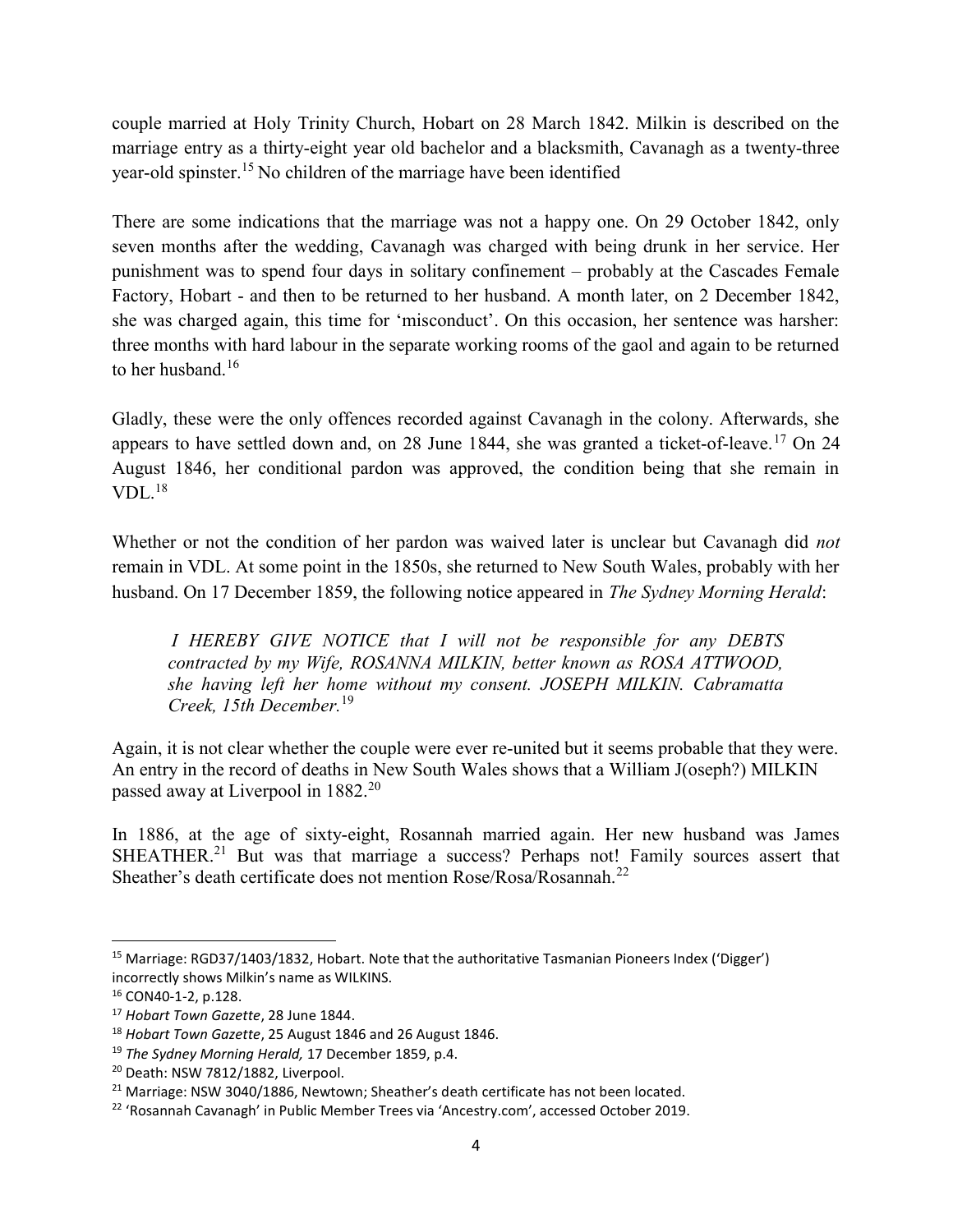couple married at Holy Trinity Church, Hobart on 28 March 1842. Milkin is described on the marriage entry as a thirty-eight year old bachelor and a blacksmith, Cavanagh as a twenty-three year-old spinster.[15] No children of the marriage have been identified

There are some indications that the marriage was not a happy one. On 29 October 1842, only seven months after the wedding, Cavanagh was charged with being drunk in her service. Her punishment was to spend four days in solitary confinement – probably at the Cascades Female Factory, Hobart - and then to be returned to her husband. A month later, on 2 December 1842, she was charged again, this time for 'misconduct'. On this occasion, her sentence was harsher: three months with hard labour in the separate working rooms of the gaol and again to be returned to her husband.[16]

Gladly, these were the only offences recorded against Cavanagh in the colony. Afterwards, she appears to have settled down and, on 28 June 1844, she was granted a ticket-of-leave.[17] On 24 August 1846, her conditional pardon was approved, the condition being that she remain in VDL.[18]

Whether or not the condition of her pardon was waived later is unclear but Cavanagh did *not* remain in VDL. At some point in the 1850s, she returned to New South Wales, probably with her husband. On 17 December 1859, the following notice appeared in *The Sydney Morning Herald*:

> *I HEREBY GIVE NOTICE that I will not be responsible for any DEBTS contracted by my Wife, ROSANNA MILKIN, better known as ROSA ATTWOOD, she having left her home without my consent. JOSEPH MILKIN. Cabramatta Creek, 15th December.*[19]

Again, it is not clear whether the couple were ever re-united but it seems probable that they were. An entry in the record of deaths in New South Wales shows that a William J(oseph?) MILKIN passed away at Liverpool in 1882.[20]

In 1886, at the age of sixty-eight, Rosannah married again. Her new husband was James SHEATHER.[21] But was that marriage a success? Perhaps not! Family sources assert that Sheather's death certificate does not mention Rose/Rosa/Rosannah.[22]

---

[15] Marriage: RGD37/1403/1832, Hobart. Note that the authoritative Tasmanian Pioneers Index ('Digger') incorrectly shows Milkin's name as WILKINS.

[16] CON40-1-2, p.128.

[17] *Hobart Town Gazette*, 28 June 1844.

[18] *Hobart Town Gazette*, 25 August 1846 and 26 August 1846.

[19] *The Sydney Morning Herald,* 17 December 1859, p.4.

[20] Death: NSW 7812/1882, Liverpool.

[21] Marriage: NSW 3040/1886, Newtown; Sheather's death certificate has not been located.

[22] 'Rosannah Cavanagh' in Public Member Trees via 'Ancestry.com', accessed October 2019.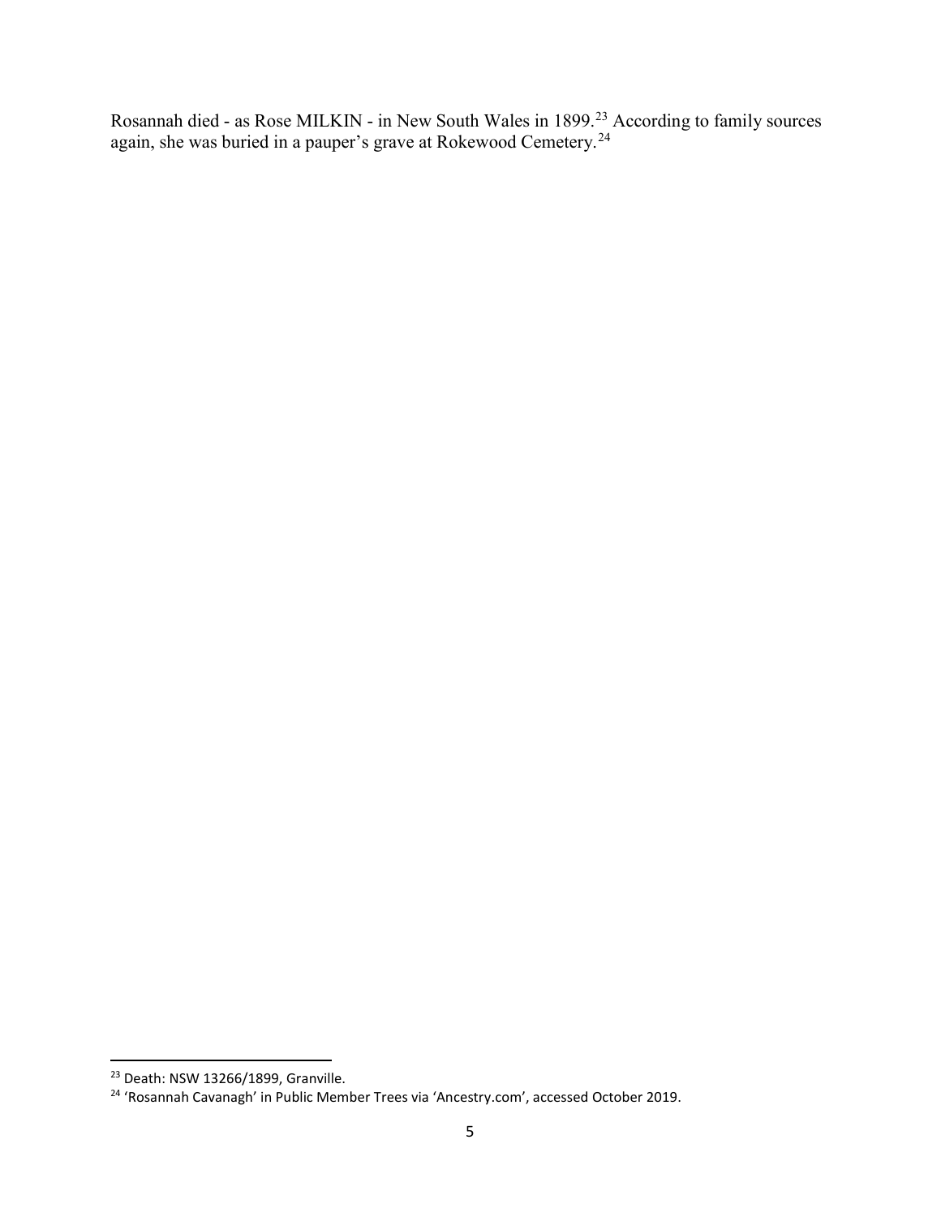Rosannah died - as Rose MILKIN - in New South Wales in 1899.[23] According to family sources again, she was buried in a pauper's grave at Rokewood Cemetery.[24]

[23] Death: NSW 13266/1899, Granville.

[24] 'Rosannah Cavanagh' in Public Member Trees via 'Ancestry.com', accessed October 2019.